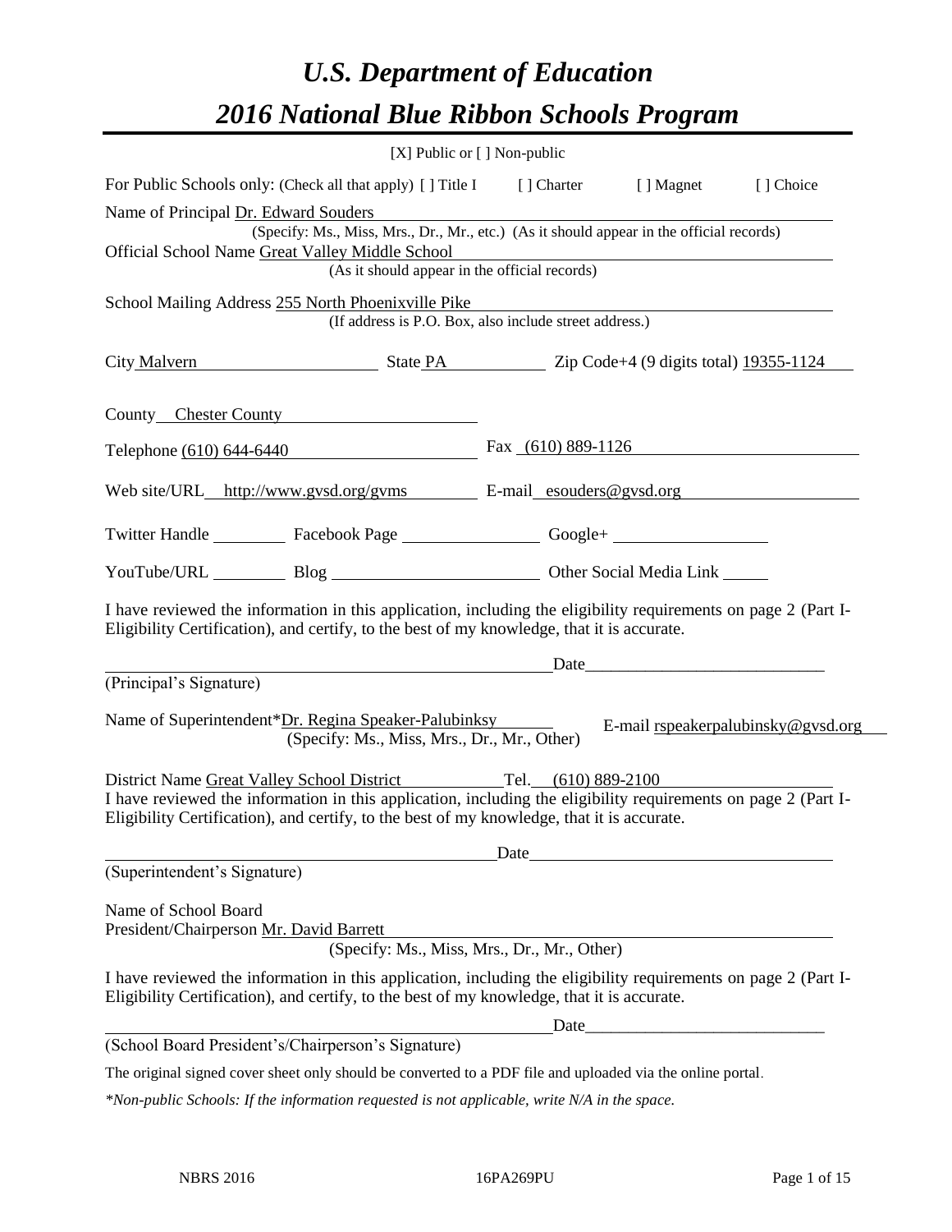# *U.S. Department of Education*

# *2016 National Blue Ribbon Schools Program*

[X] Public or [ ] Non-public

For Public Schools only: (Check all that apply) [ ] Title I [ ] Charter [ ] Magnet [ ] Choice

Name of Principal Dr. Edward Souders
(Specify: Ms., Miss, Mrs., Dr., Mr., etc.) (As it should appear in the official records)

Official School Name Great Valley Middle School
(As it should appear in the official records)

School Mailing Address 255 North Phoenixville Pike
(If address is P.O. Box, also include street address.)

City Malvern State PA Zip Code+4 (9 digits total) 19355-1124

County Chester County

Telephone (610) 644-6440 Fax (610) 889-1126

Web site/URL http://www.gvsd.org/gvms E-mail esouders@gvsd.org

Twitter Handle ________ Facebook Page ________ Google+ ________

YouTube/URL ________ Blog ________ Other Social Media Link ________

I have reviewed the information in this application, including the eligibility requirements on page 2 (Part I-Eligibility Certification), and certify, to the best of my knowledge, that it is accurate.

_______________________________ Date_______________________
(Principal's Signature)

Name of Superintendent*Dr. Regina Speaker-Palubinksy E-mail rspeakerpalubinsky@gvsd.org
(Specify: Ms., Miss, Mrs., Dr., Mr., Other)

District Name Great Valley School District Tel. (610) 889-2100

I have reviewed the information in this application, including the eligibility requirements on page 2 (Part I-Eligibility Certification), and certify, to the best of my knowledge, that it is accurate.

_______________________________ Date_______________________
(Superintendent's Signature)

Name of School Board
President/Chairperson Mr. David Barrett
(Specify: Ms., Miss, Mrs., Dr., Mr., Other)

I have reviewed the information in this application, including the eligibility requirements on page 2 (Part I-Eligibility Certification), and certify, to the best of my knowledge, that it is accurate.

_______________________________ Date_______________________
(School Board President's/Chairperson's Signature)

The original signed cover sheet only should be converted to a PDF file and uploaded via the online portal.

*\*Non-public Schools: If the information requested is not applicable, write N/A in the space.*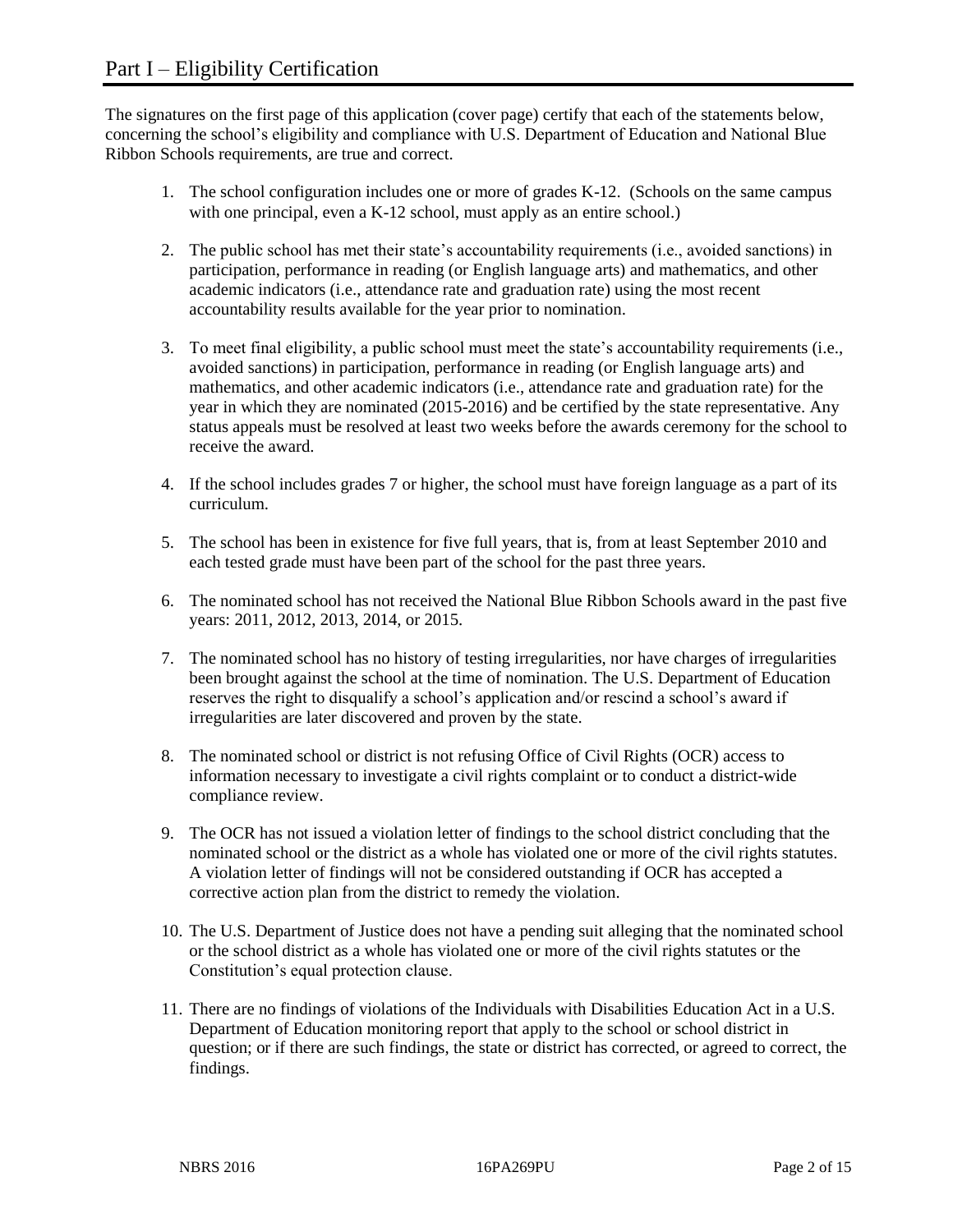# Part I – Eligibility Certification

The signatures on the first page of this application (cover page) certify that each of the statements below, concerning the school's eligibility and compliance with U.S. Department of Education and National Blue Ribbon Schools requirements, are true and correct.

1. The school configuration includes one or more of grades K-12. (Schools on the same campus with one principal, even a K-12 school, must apply as an entire school.)

2. The public school has met their state's accountability requirements (i.e., avoided sanctions) in participation, performance in reading (or English language arts) and mathematics, and other academic indicators (i.e., attendance rate and graduation rate) using the most recent accountability results available for the year prior to nomination.

3. To meet final eligibility, a public school must meet the state's accountability requirements (i.e., avoided sanctions) in participation, performance in reading (or English language arts) and mathematics, and other academic indicators (i.e., attendance rate and graduation rate) for the year in which they are nominated (2015-2016) and be certified by the state representative. Any status appeals must be resolved at least two weeks before the awards ceremony for the school to receive the award.

4. If the school includes grades 7 or higher, the school must have foreign language as a part of its curriculum.

5. The school has been in existence for five full years, that is, from at least September 2010 and each tested grade must have been part of the school for the past three years.

6. The nominated school has not received the National Blue Ribbon Schools award in the past five years: 2011, 2012, 2013, 2014, or 2015.

7. The nominated school has no history of testing irregularities, nor have charges of irregularities been brought against the school at the time of nomination. The U.S. Department of Education reserves the right to disqualify a school's application and/or rescind a school's award if irregularities are later discovered and proven by the state.

8. The nominated school or district is not refusing Office of Civil Rights (OCR) access to information necessary to investigate a civil rights complaint or to conduct a district-wide compliance review.

9. The OCR has not issued a violation letter of findings to the school district concluding that the nominated school or the district as a whole has violated one or more of the civil rights statutes. A violation letter of findings will not be considered outstanding if OCR has accepted a corrective action plan from the district to remedy the violation.

10. The U.S. Department of Justice does not have a pending suit alleging that the nominated school or the school district as a whole has violated one or more of the civil rights statutes or the Constitution's equal protection clause.

11. There are no findings of violations of the Individuals with Disabilities Education Act in a U.S. Department of Education monitoring report that apply to the school or school district in question; or if there are such findings, the state or district has corrected, or agreed to correct, the findings.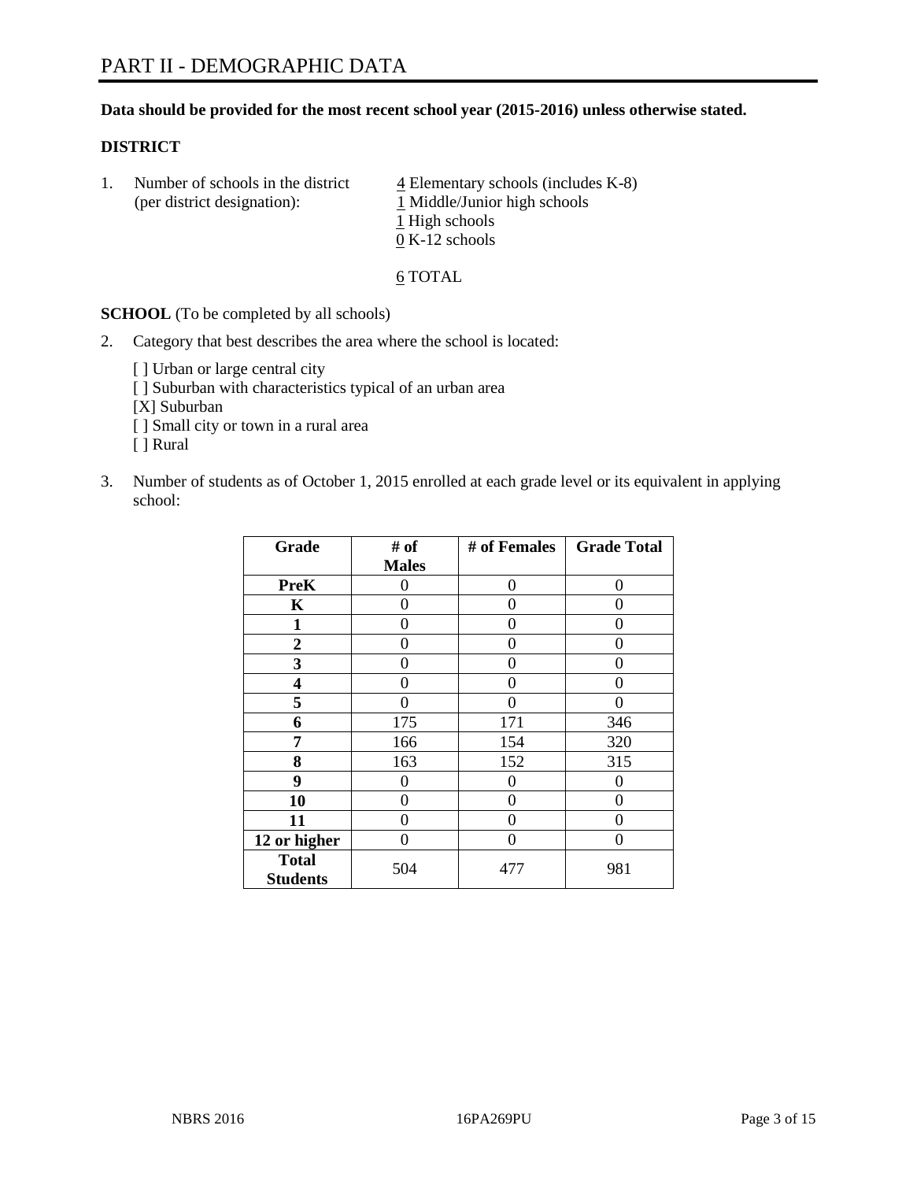# PART II - DEMOGRAPHIC DATA

**Data should be provided for the most recent school year (2015-2016) unless otherwise stated.**

## DISTRICT

1. Number of schools in the district (per district designation):
   4 Elementary schools (includes K-8)
   1 Middle/Junior high schools
   1 High schools
   0 K-12 schools

   6 TOTAL

**SCHOOL** (To be completed by all schools)

2. Category that best describes the area where the school is located:

   [ ] Urban or large central city
   [ ] Suburban with characteristics typical of an urban area
   [X] Suburban
   [ ] Small city or town in a rural area
   [ ] Rural

3. Number of students as of October 1, 2015 enrolled at each grade level or its equivalent in applying school:

| Grade | # of Males | # of Females | Grade Total |
|---|---|---|---|
| **PreK** | 0 | 0 | 0 |
| **K** | 0 | 0 | 0 |
| **1** | 0 | 0 | 0 |
| **2** | 0 | 0 | 0 |
| **3** | 0 | 0 | 0 |
| **4** | 0 | 0 | 0 |
| **5** | 0 | 0 | 0 |
| **6** | 175 | 171 | 346 |
| **7** | 166 | 154 | 320 |
| **8** | 163 | 152 | 315 |
| **9** | 0 | 0 | 0 |
| **10** | 0 | 0 | 0 |
| **11** | 0 | 0 | 0 |
| **12 or higher** | 0 | 0 | 0 |
| **Total Students** | 504 | 477 | 981 |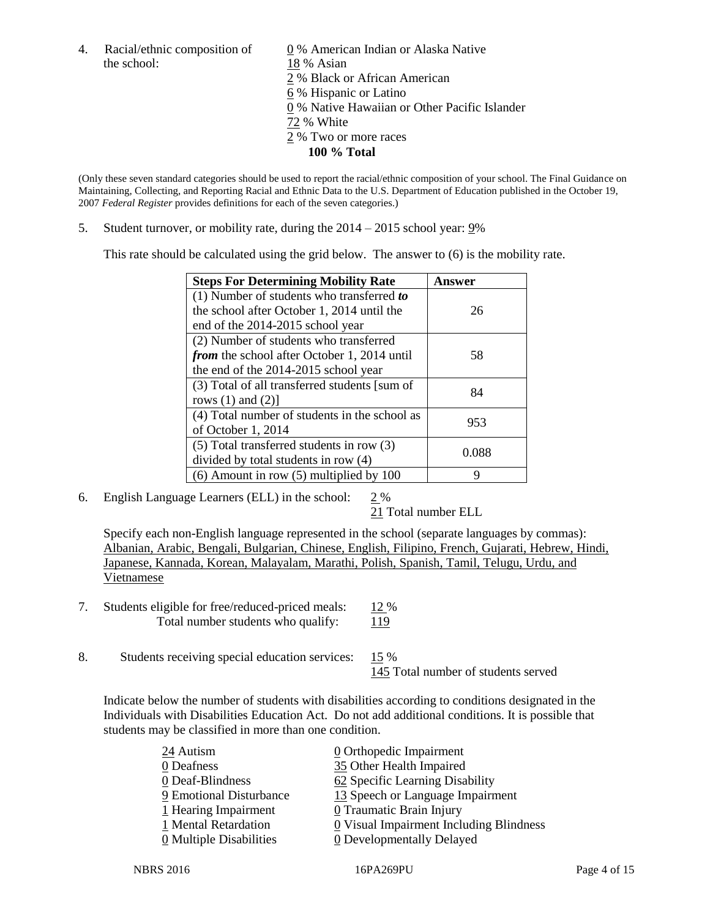4. Racial/ethnic composition of the school:

0 % American Indian or Alaska Native
18 % Asian
2 % Black or African American
6 % Hispanic or Latino
0 % Native Hawaiian or Other Pacific Islander
72 % White
2 % Two or more races
**100 % Total**

(Only these seven standard categories should be used to report the racial/ethnic composition of your school. The Final Guidance on Maintaining, Collecting, and Reporting Racial and Ethnic Data to the U.S. Department of Education published in the October 19, 2007 *Federal Register* provides definitions for each of the seven categories.)

5. Student turnover, or mobility rate, during the 2014 – 2015 school year: 9%

This rate should be calculated using the grid below. The answer to (6) is the mobility rate.

| **Steps For Determining Mobility Rate** | **Answer** |
|---|---|
| (1) Number of students who transferred ***to*** the school after October 1, 2014 until the end of the 2014-2015 school year | 26 |
| (2) Number of students who transferred ***from*** the school after October 1, 2014 until the end of the 2014-2015 school year | 58 |
| (3) Total of all transferred students [sum of rows (1) and (2)] | 84 |
| (4) Total number of students in the school as of October 1, 2014 | 953 |
| (5) Total transferred students in row (3) divided by total students in row (4) | 0.088 |
| (6) Amount in row (5) multiplied by 100 | 9 |

6. English Language Learners (ELL) in the school: 2 %
21 Total number ELL

Specify each non-English language represented in the school (separate languages by commas): Albanian, Arabic, Bengali, Bulgarian, Chinese, English, Filipino, French, Gujarati, Hebrew, Hindi, Japanese, Kannada, Korean, Malayalam, Marathi, Polish, Spanish, Tamil, Telugu, Urdu, and Vietnamese

7. Students eligible for free/reduced-priced meals: 12 %
Total number students who qualify: 119

8. Students receiving special education services: 15 %
145 Total number of students served

Indicate below the number of students with disabilities according to conditions designated in the Individuals with Disabilities Education Act. Do not add additional conditions. It is possible that students may be classified in more than one condition.

24 Autism
0 Deafness
0 Deaf-Blindness
9 Emotional Disturbance
1 Hearing Impairment
1 Mental Retardation
0 Multiple Disabilities
0 Orthopedic Impairment
35 Other Health Impaired
62 Specific Learning Disability
13 Speech or Language Impairment
0 Traumatic Brain Injury
0 Visual Impairment Including Blindness
0 Developmentally Delayed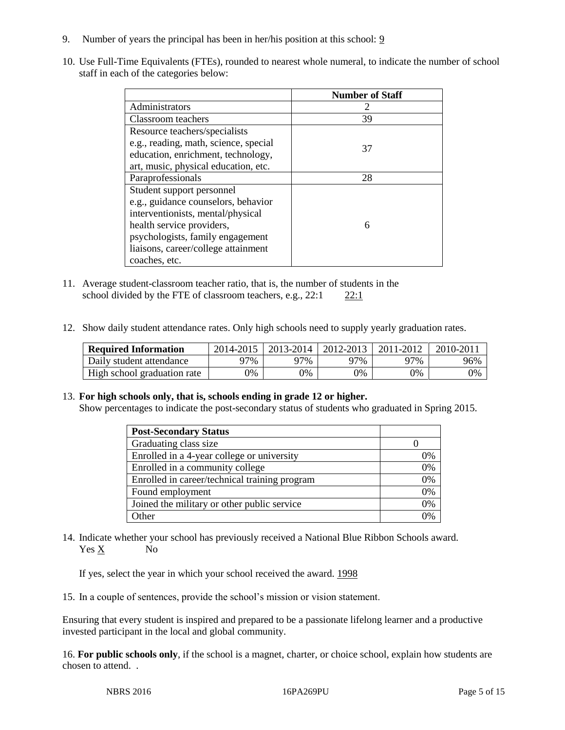9. Number of years the principal has been in her/his position at this school: 9

10. Use Full-Time Equivalents (FTEs), rounded to nearest whole numeral, to indicate the number of school staff in each of the categories below:

| | Number of Staff |
|---|---|
| Administrators | 2 |
| Classroom teachers | 39 |
| Resource teachers/specialists e.g., reading, math, science, special education, enrichment, technology, art, music, physical education, etc. | 37 |
| Paraprofessionals | 28 |
| Student support personnel e.g., guidance counselors, behavior interventionists, mental/physical health service providers, psychologists, family engagement liaisons, career/college attainment coaches, etc. | 6 |

11. Average student-classroom teacher ratio, that is, the number of students in the school divided by the FTE of classroom teachers, e.g., 22:1 22:1

12. Show daily student attendance rates. Only high schools need to supply yearly graduation rates.

| Required Information | 2014-2015 | 2013-2014 | 2012-2013 | 2011-2012 | 2010-2011 |
|---|---|---|---|---|---|
| Daily student attendance | 97% | 97% | 97% | 97% | 96% |
| High school graduation rate | 0% | 0% | 0% | 0% | 0% |

13. **For high schools only, that is, schools ending in grade 12 or higher.**
Show percentages to indicate the post-secondary status of students who graduated in Spring 2015.

| Post-Secondary Status | |
|---|---|
| Graduating class size | 0 |
| Enrolled in a 4-year college or university | 0% |
| Enrolled in a community college | 0% |
| Enrolled in career/technical training program | 0% |
| Found employment | 0% |
| Joined the military or other public service | 0% |
| Other | 0% |

14. Indicate whether your school has previously received a National Blue Ribbon Schools award.
Yes X No

If yes, select the year in which your school received the award. 1998

15. In a couple of sentences, provide the school's mission or vision statement.

Ensuring that every student is inspired and prepared to be a passionate lifelong learner and a productive invested participant in the local and global community.

16. **For public schools only**, if the school is a magnet, charter, or choice school, explain how students are chosen to attend. .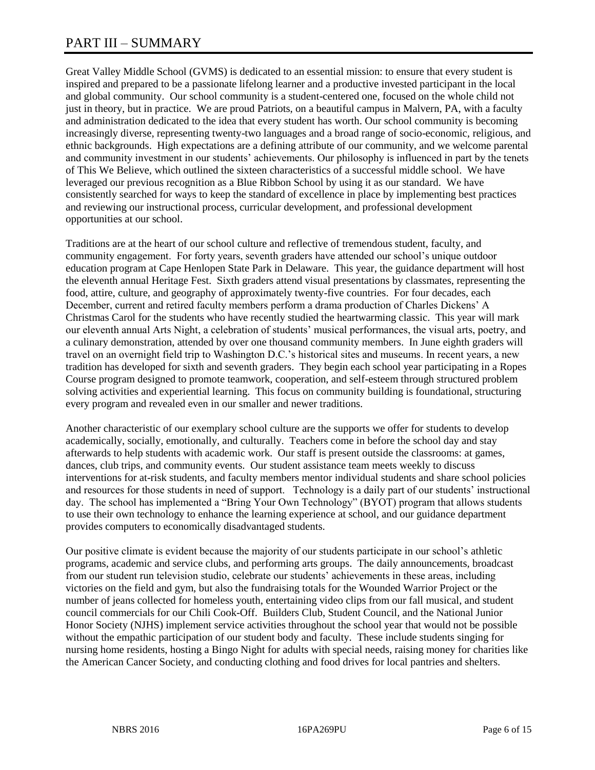# PART III – SUMMARY

Great Valley Middle School (GVMS) is dedicated to an essential mission: to ensure that every student is inspired and prepared to be a passionate lifelong learner and a productive invested participant in the local and global community. Our school community is a student-centered one, focused on the whole child not just in theory, but in practice. We are proud Patriots, on a beautiful campus in Malvern, PA, with a faculty and administration dedicated to the idea that every student has worth. Our school community is becoming increasingly diverse, representing twenty-two languages and a broad range of socio-economic, religious, and ethnic backgrounds. High expectations are a defining attribute of our community, and we welcome parental and community investment in our students' achievements. Our philosophy is influenced in part by the tenets of This We Believe, which outlined the sixteen characteristics of a successful middle school. We have leveraged our previous recognition as a Blue Ribbon School by using it as our standard. We have consistently searched for ways to keep the standard of excellence in place by implementing best practices and reviewing our instructional process, curricular development, and professional development opportunities at our school.

Traditions are at the heart of our school culture and reflective of tremendous student, faculty, and community engagement. For forty years, seventh graders have attended our school's unique outdoor education program at Cape Henlopen State Park in Delaware. This year, the guidance department will host the eleventh annual Heritage Fest. Sixth graders attend visual presentations by classmates, representing the food, attire, culture, and geography of approximately twenty-five countries. For four decades, each December, current and retired faculty members perform a drama production of Charles Dickens' A Christmas Carol for the students who have recently studied the heartwarming classic. This year will mark our eleventh annual Arts Night, a celebration of students' musical performances, the visual arts, poetry, and a culinary demonstration, attended by over one thousand community members. In June eighth graders will travel on an overnight field trip to Washington D.C.'s historical sites and museums. In recent years, a new tradition has developed for sixth and seventh graders. They begin each school year participating in a Ropes Course program designed to promote teamwork, cooperation, and self-esteem through structured problem solving activities and experiential learning. This focus on community building is foundational, structuring every program and revealed even in our smaller and newer traditions.

Another characteristic of our exemplary school culture are the supports we offer for students to develop academically, socially, emotionally, and culturally. Teachers come in before the school day and stay afterwards to help students with academic work. Our staff is present outside the classrooms: at games, dances, club trips, and community events. Our student assistance team meets weekly to discuss interventions for at-risk students, and faculty members mentor individual students and share school policies and resources for those students in need of support. Technology is a daily part of our students' instructional day. The school has implemented a "Bring Your Own Technology" (BYOT) program that allows students to use their own technology to enhance the learning experience at school, and our guidance department provides computers to economically disadvantaged students.

Our positive climate is evident because the majority of our students participate in our school's athletic programs, academic and service clubs, and performing arts groups. The daily announcements, broadcast from our student run television studio, celebrate our students' achievements in these areas, including victories on the field and gym, but also the fundraising totals for the Wounded Warrior Project or the number of jeans collected for homeless youth, entertaining video clips from our fall musical, and student council commercials for our Chili Cook-Off. Builders Club, Student Council, and the National Junior Honor Society (NJHS) implement service activities throughout the school year that would not be possible without the empathic participation of our student body and faculty. These include students singing for nursing home residents, hosting a Bingo Night for adults with special needs, raising money for charities like the American Cancer Society, and conducting clothing and food drives for local pantries and shelters.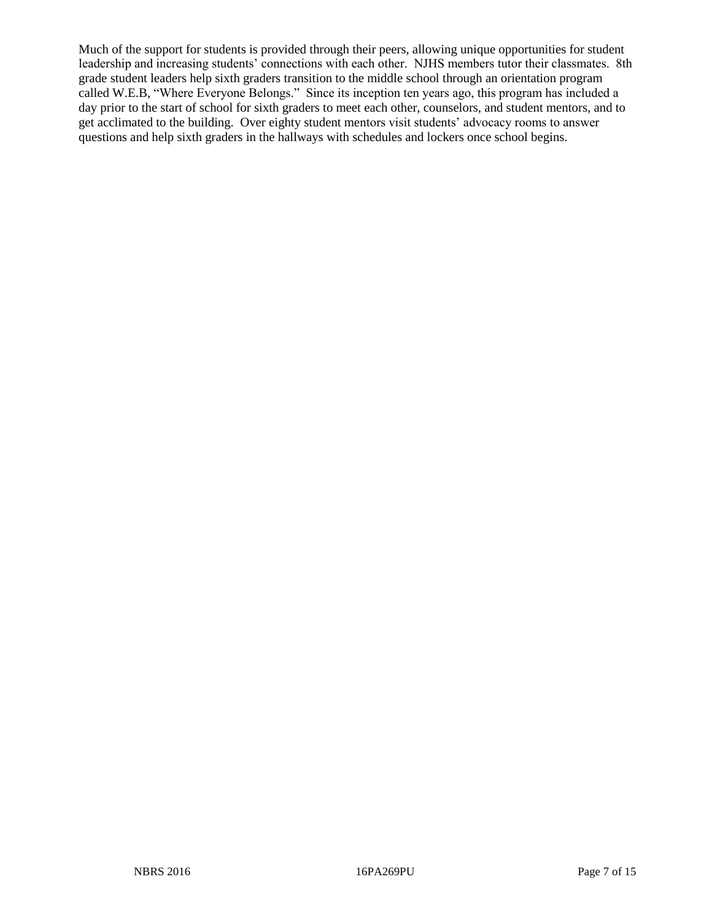Much of the support for students is provided through their peers, allowing unique opportunities for student leadership and increasing students' connections with each other. NJHS members tutor their classmates. 8th grade student leaders help sixth graders transition to the middle school through an orientation program called W.E.B, "Where Everyone Belongs." Since its inception ten years ago, this program has included a day prior to the start of school for sixth graders to meet each other, counselors, and student mentors, and to get acclimated to the building. Over eighty student mentors visit students' advocacy rooms to answer questions and help sixth graders in the hallways with schedules and lockers once school begins.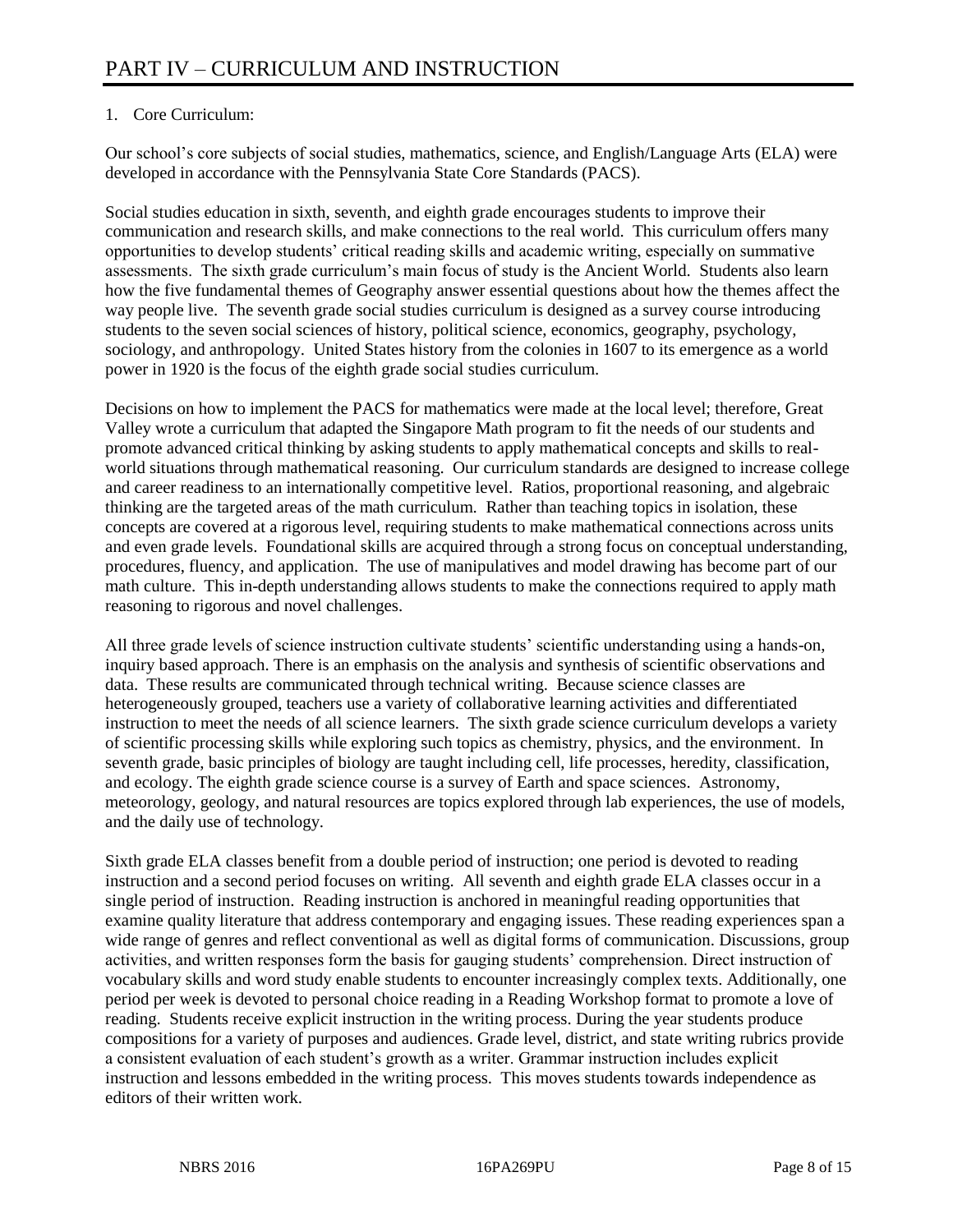# PART IV – CURRICULUM AND INSTRUCTION

1. Core Curriculum:

Our school's core subjects of social studies, mathematics, science, and English/Language Arts (ELA) were developed in accordance with the Pennsylvania State Core Standards (PACS).

Social studies education in sixth, seventh, and eighth grade encourages students to improve their communication and research skills, and make connections to the real world. This curriculum offers many opportunities to develop students' critical reading skills and academic writing, especially on summative assessments. The sixth grade curriculum's main focus of study is the Ancient World. Students also learn how the five fundamental themes of Geography answer essential questions about how the themes affect the way people live. The seventh grade social studies curriculum is designed as a survey course introducing students to the seven social sciences of history, political science, economics, geography, psychology, sociology, and anthropology. United States history from the colonies in 1607 to its emergence as a world power in 1920 is the focus of the eighth grade social studies curriculum.

Decisions on how to implement the PACS for mathematics were made at the local level; therefore, Great Valley wrote a curriculum that adapted the Singapore Math program to fit the needs of our students and promote advanced critical thinking by asking students to apply mathematical concepts and skills to real-world situations through mathematical reasoning. Our curriculum standards are designed to increase college and career readiness to an internationally competitive level. Ratios, proportional reasoning, and algebraic thinking are the targeted areas of the math curriculum. Rather than teaching topics in isolation, these concepts are covered at a rigorous level, requiring students to make mathematical connections across units and even grade levels. Foundational skills are acquired through a strong focus on conceptual understanding, procedures, fluency, and application. The use of manipulatives and model drawing has become part of our math culture. This in-depth understanding allows students to make the connections required to apply math reasoning to rigorous and novel challenges.

All three grade levels of science instruction cultivate students' scientific understanding using a hands-on, inquiry based approach. There is an emphasis on the analysis and synthesis of scientific observations and data. These results are communicated through technical writing. Because science classes are heterogeneously grouped, teachers use a variety of collaborative learning activities and differentiated instruction to meet the needs of all science learners. The sixth grade science curriculum develops a variety of scientific processing skills while exploring such topics as chemistry, physics, and the environment. In seventh grade, basic principles of biology are taught including cell, life processes, heredity, classification, and ecology. The eighth grade science course is a survey of Earth and space sciences. Astronomy, meteorology, geology, and natural resources are topics explored through lab experiences, the use of models, and the daily use of technology.

Sixth grade ELA classes benefit from a double period of instruction; one period is devoted to reading instruction and a second period focuses on writing. All seventh and eighth grade ELA classes occur in a single period of instruction. Reading instruction is anchored in meaningful reading opportunities that examine quality literature that address contemporary and engaging issues. These reading experiences span a wide range of genres and reflect conventional as well as digital forms of communication. Discussions, group activities, and written responses form the basis for gauging students' comprehension. Direct instruction of vocabulary skills and word study enable students to encounter increasingly complex texts. Additionally, one period per week is devoted to personal choice reading in a Reading Workshop format to promote a love of reading. Students receive explicit instruction in the writing process. During the year students produce compositions for a variety of purposes and audiences. Grade level, district, and state writing rubrics provide a consistent evaluation of each student's growth as a writer. Grammar instruction includes explicit instruction and lessons embedded in the writing process. This moves students towards independence as editors of their written work.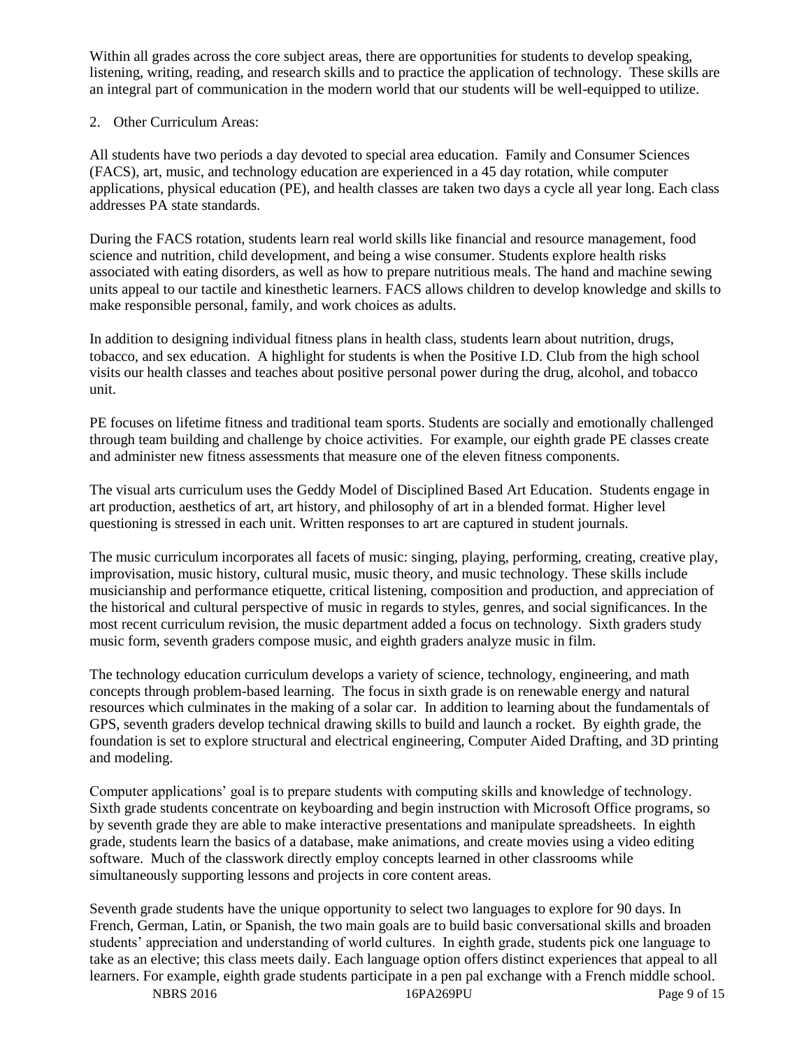Within all grades across the core subject areas, there are opportunities for students to develop speaking, listening, writing, reading, and research skills and to practice the application of technology. These skills are an integral part of communication in the modern world that our students will be well-equipped to utilize.

2. Other Curriculum Areas:

All students have two periods a day devoted to special area education. Family and Consumer Sciences (FACS), art, music, and technology education are experienced in a 45 day rotation, while computer applications, physical education (PE), and health classes are taken two days a cycle all year long. Each class addresses PA state standards.

During the FACS rotation, students learn real world skills like financial and resource management, food science and nutrition, child development, and being a wise consumer. Students explore health risks associated with eating disorders, as well as how to prepare nutritious meals. The hand and machine sewing units appeal to our tactile and kinesthetic learners. FACS allows children to develop knowledge and skills to make responsible personal, family, and work choices as adults.

In addition to designing individual fitness plans in health class, students learn about nutrition, drugs, tobacco, and sex education. A highlight for students is when the Positive I.D. Club from the high school visits our health classes and teaches about positive personal power during the drug, alcohol, and tobacco unit.

PE focuses on lifetime fitness and traditional team sports. Students are socially and emotionally challenged through team building and challenge by choice activities. For example, our eighth grade PE classes create and administer new fitness assessments that measure one of the eleven fitness components.

The visual arts curriculum uses the Geddy Model of Disciplined Based Art Education. Students engage in art production, aesthetics of art, art history, and philosophy of art in a blended format. Higher level questioning is stressed in each unit. Written responses to art are captured in student journals.

The music curriculum incorporates all facets of music: singing, playing, performing, creating, creative play, improvisation, music history, cultural music, music theory, and music technology. These skills include musicianship and performance etiquette, critical listening, composition and production, and appreciation of the historical and cultural perspective of music in regards to styles, genres, and social significances. In the most recent curriculum revision, the music department added a focus on technology. Sixth graders study music form, seventh graders compose music, and eighth graders analyze music in film.

The technology education curriculum develops a variety of science, technology, engineering, and math concepts through problem-based learning. The focus in sixth grade is on renewable energy and natural resources which culminates in the making of a solar car. In addition to learning about the fundamentals of GPS, seventh graders develop technical drawing skills to build and launch a rocket. By eighth grade, the foundation is set to explore structural and electrical engineering, Computer Aided Drafting, and 3D printing and modeling.

Computer applications' goal is to prepare students with computing skills and knowledge of technology. Sixth grade students concentrate on keyboarding and begin instruction with Microsoft Office programs, so by seventh grade they are able to make interactive presentations and manipulate spreadsheets. In eighth grade, students learn the basics of a database, make animations, and create movies using a video editing software. Much of the classwork directly employ concepts learned in other classrooms while simultaneously supporting lessons and projects in core content areas.

Seventh grade students have the unique opportunity to select two languages to explore for 90 days. In French, German, Latin, or Spanish, the two main goals are to build basic conversational skills and broaden students' appreciation and understanding of world cultures. In eighth grade, students pick one language to take as an elective; this class meets daily. Each language option offers distinct experiences that appeal to all learners. For example, eighth grade students participate in a pen pal exchange with a French middle school.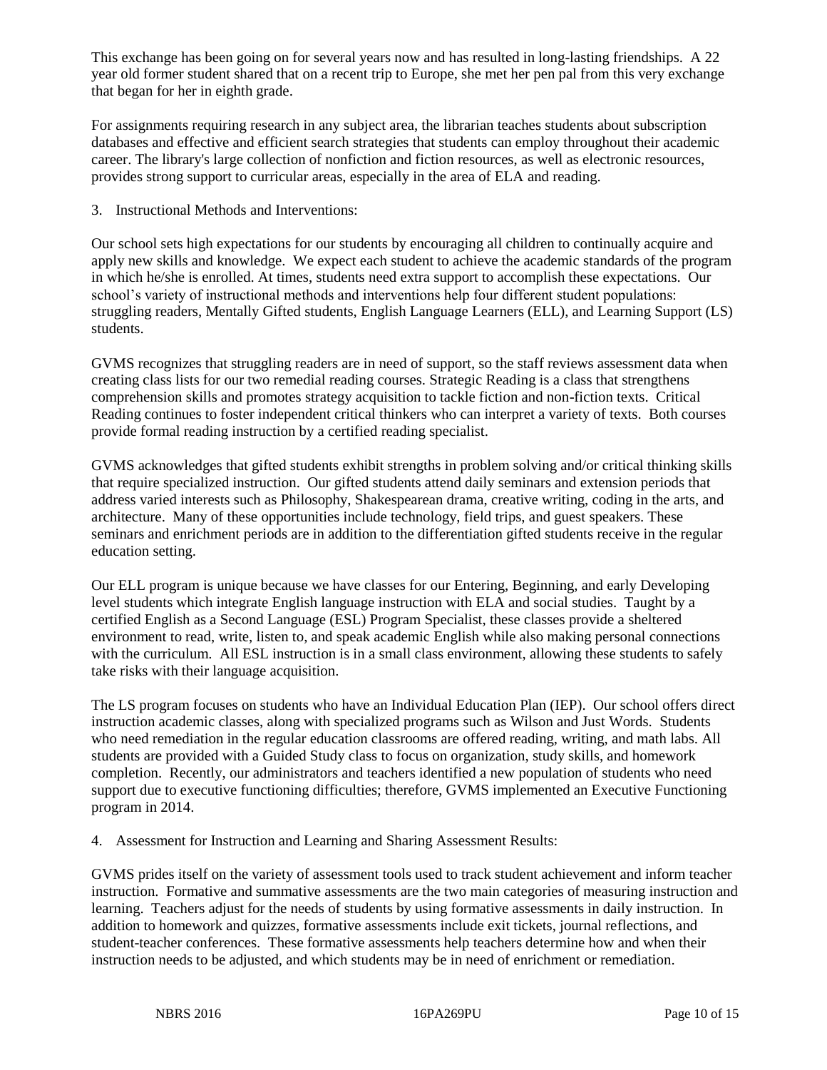This exchange has been going on for several years now and has resulted in long-lasting friendships. A 22 year old former student shared that on a recent trip to Europe, she met her pen pal from this very exchange that began for her in eighth grade.

For assignments requiring research in any subject area, the librarian teaches students about subscription databases and effective and efficient search strategies that students can employ throughout their academic career. The library's large collection of nonfiction and fiction resources, as well as electronic resources, provides strong support to curricular areas, especially in the area of ELA and reading.

3. Instructional Methods and Interventions:

Our school sets high expectations for our students by encouraging all children to continually acquire and apply new skills and knowledge. We expect each student to achieve the academic standards of the program in which he/she is enrolled. At times, students need extra support to accomplish these expectations. Our school's variety of instructional methods and interventions help four different student populations: struggling readers, Mentally Gifted students, English Language Learners (ELL), and Learning Support (LS) students.

GVMS recognizes that struggling readers are in need of support, so the staff reviews assessment data when creating class lists for our two remedial reading courses. Strategic Reading is a class that strengthens comprehension skills and promotes strategy acquisition to tackle fiction and non-fiction texts. Critical Reading continues to foster independent critical thinkers who can interpret a variety of texts. Both courses provide formal reading instruction by a certified reading specialist.

GVMS acknowledges that gifted students exhibit strengths in problem solving and/or critical thinking skills that require specialized instruction. Our gifted students attend daily seminars and extension periods that address varied interests such as Philosophy, Shakespearean drama, creative writing, coding in the arts, and architecture. Many of these opportunities include technology, field trips, and guest speakers. These seminars and enrichment periods are in addition to the differentiation gifted students receive in the regular education setting.

Our ELL program is unique because we have classes for our Entering, Beginning, and early Developing level students which integrate English language instruction with ELA and social studies. Taught by a certified English as a Second Language (ESL) Program Specialist, these classes provide a sheltered environment to read, write, listen to, and speak academic English while also making personal connections with the curriculum. All ESL instruction is in a small class environment, allowing these students to safely take risks with their language acquisition.

The LS program focuses on students who have an Individual Education Plan (IEP). Our school offers direct instruction academic classes, along with specialized programs such as Wilson and Just Words. Students who need remediation in the regular education classrooms are offered reading, writing, and math labs. All students are provided with a Guided Study class to focus on organization, study skills, and homework completion. Recently, our administrators and teachers identified a new population of students who need support due to executive functioning difficulties; therefore, GVMS implemented an Executive Functioning program in 2014.

4. Assessment for Instruction and Learning and Sharing Assessment Results:

GVMS prides itself on the variety of assessment tools used to track student achievement and inform teacher instruction. Formative and summative assessments are the two main categories of measuring instruction and learning. Teachers adjust for the needs of students by using formative assessments in daily instruction. In addition to homework and quizzes, formative assessments include exit tickets, journal reflections, and student-teacher conferences. These formative assessments help teachers determine how and when their instruction needs to be adjusted, and which students may be in need of enrichment or remediation.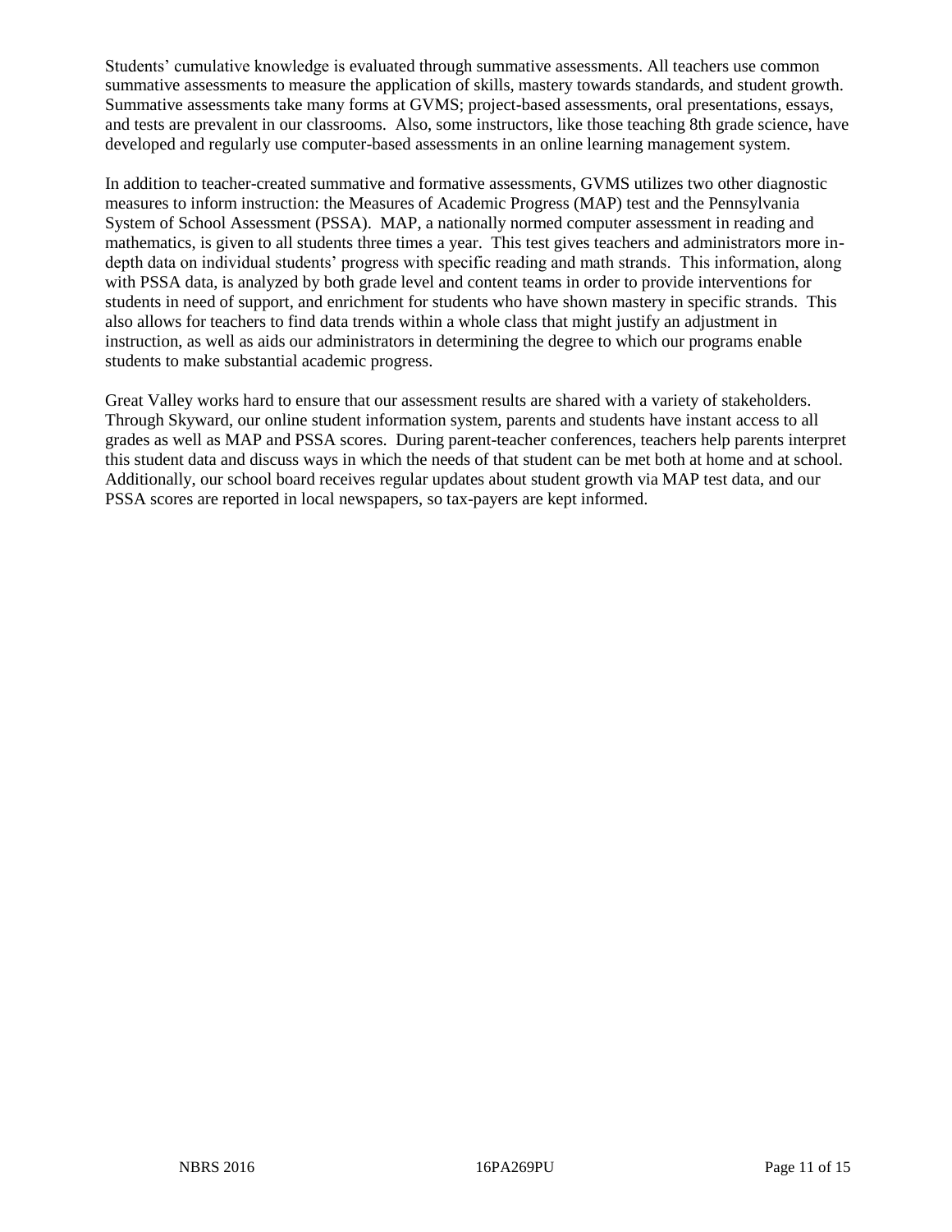Students' cumulative knowledge is evaluated through summative assessments. All teachers use common summative assessments to measure the application of skills, mastery towards standards, and student growth. Summative assessments take many forms at GVMS; project-based assessments, oral presentations, essays, and tests are prevalent in our classrooms. Also, some instructors, like those teaching 8th grade science, have developed and regularly use computer-based assessments in an online learning management system.

In addition to teacher-created summative and formative assessments, GVMS utilizes two other diagnostic measures to inform instruction: the Measures of Academic Progress (MAP) test and the Pennsylvania System of School Assessment (PSSA). MAP, a nationally normed computer assessment in reading and mathematics, is given to all students three times a year. This test gives teachers and administrators more in-depth data on individual students' progress with specific reading and math strands. This information, along with PSSA data, is analyzed by both grade level and content teams in order to provide interventions for students in need of support, and enrichment for students who have shown mastery in specific strands. This also allows for teachers to find data trends within a whole class that might justify an adjustment in instruction, as well as aids our administrators in determining the degree to which our programs enable students to make substantial academic progress.

Great Valley works hard to ensure that our assessment results are shared with a variety of stakeholders. Through Skyward, our online student information system, parents and students have instant access to all grades as well as MAP and PSSA scores. During parent-teacher conferences, teachers help parents interpret this student data and discuss ways in which the needs of that student can be met both at home and at school. Additionally, our school board receives regular updates about student growth via MAP test data, and our PSSA scores are reported in local newspapers, so tax-payers are kept informed.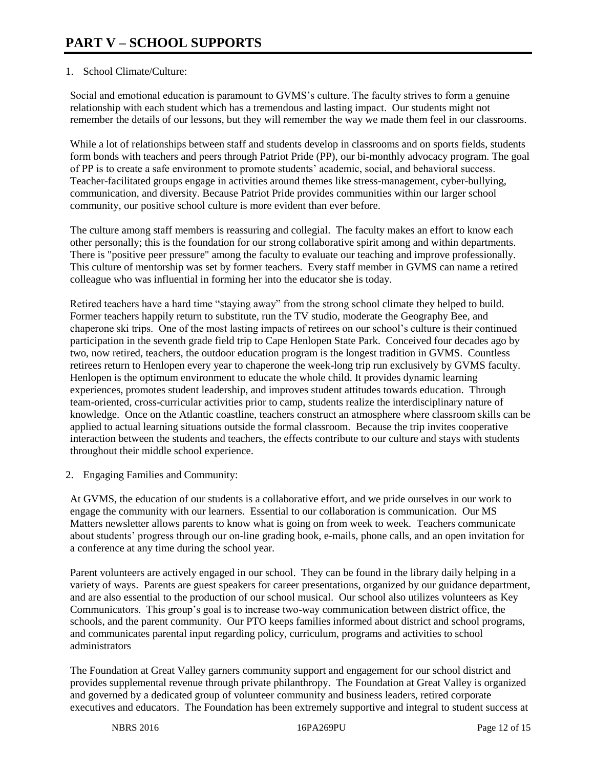# PART V – SCHOOL SUPPORTS

1. School Climate/Culture:

Social and emotional education is paramount to GVMS's culture. The faculty strives to form a genuine relationship with each student which has a tremendous and lasting impact. Our students might not remember the details of our lessons, but they will remember the way we made them feel in our classrooms.

While a lot of relationships between staff and students develop in classrooms and on sports fields, students form bonds with teachers and peers through Patriot Pride (PP), our bi-monthly advocacy program. The goal of PP is to create a safe environment to promote students' academic, social, and behavioral success. Teacher-facilitated groups engage in activities around themes like stress-management, cyber-bullying, communication, and diversity. Because Patriot Pride provides communities within our larger school community, our positive school culture is more evident than ever before.

The culture among staff members is reassuring and collegial. The faculty makes an effort to know each other personally; this is the foundation for our strong collaborative spirit among and within departments. There is "positive peer pressure" among the faculty to evaluate our teaching and improve professionally. This culture of mentorship was set by former teachers. Every staff member in GVMS can name a retired colleague who was influential in forming her into the educator she is today.

Retired teachers have a hard time "staying away" from the strong school climate they helped to build. Former teachers happily return to substitute, run the TV studio, moderate the Geography Bee, and chaperone ski trips. One of the most lasting impacts of retirees on our school's culture is their continued participation in the seventh grade field trip to Cape Henlopen State Park. Conceived four decades ago by two, now retired, teachers, the outdoor education program is the longest tradition in GVMS. Countless retirees return to Henlopen every year to chaperone the week-long trip run exclusively by GVMS faculty. Henlopen is the optimum environment to educate the whole child. It provides dynamic learning experiences, promotes student leadership, and improves student attitudes towards education. Through team-oriented, cross-curricular activities prior to camp, students realize the interdisciplinary nature of knowledge. Once on the Atlantic coastline, teachers construct an atmosphere where classroom skills can be applied to actual learning situations outside the formal classroom. Because the trip invites cooperative interaction between the students and teachers, the effects contribute to our culture and stays with students throughout their middle school experience.

2. Engaging Families and Community:

At GVMS, the education of our students is a collaborative effort, and we pride ourselves in our work to engage the community with our learners. Essential to our collaboration is communication. Our MS Matters newsletter allows parents to know what is going on from week to week. Teachers communicate about students' progress through our on-line grading book, e-mails, phone calls, and an open invitation for a conference at any time during the school year.

Parent volunteers are actively engaged in our school. They can be found in the library daily helping in a variety of ways. Parents are guest speakers for career presentations, organized by our guidance department, and are also essential to the production of our school musical. Our school also utilizes volunteers as Key Communicators. This group's goal is to increase two-way communication between district office, the schools, and the parent community. Our PTO keeps families informed about district and school programs, and communicates parental input regarding policy, curriculum, programs and activities to school administrators

The Foundation at Great Valley garners community support and engagement for our school district and provides supplemental revenue through private philanthropy. The Foundation at Great Valley is organized and governed by a dedicated group of volunteer community and business leaders, retired corporate executives and educators. The Foundation has been extremely supportive and integral to student success at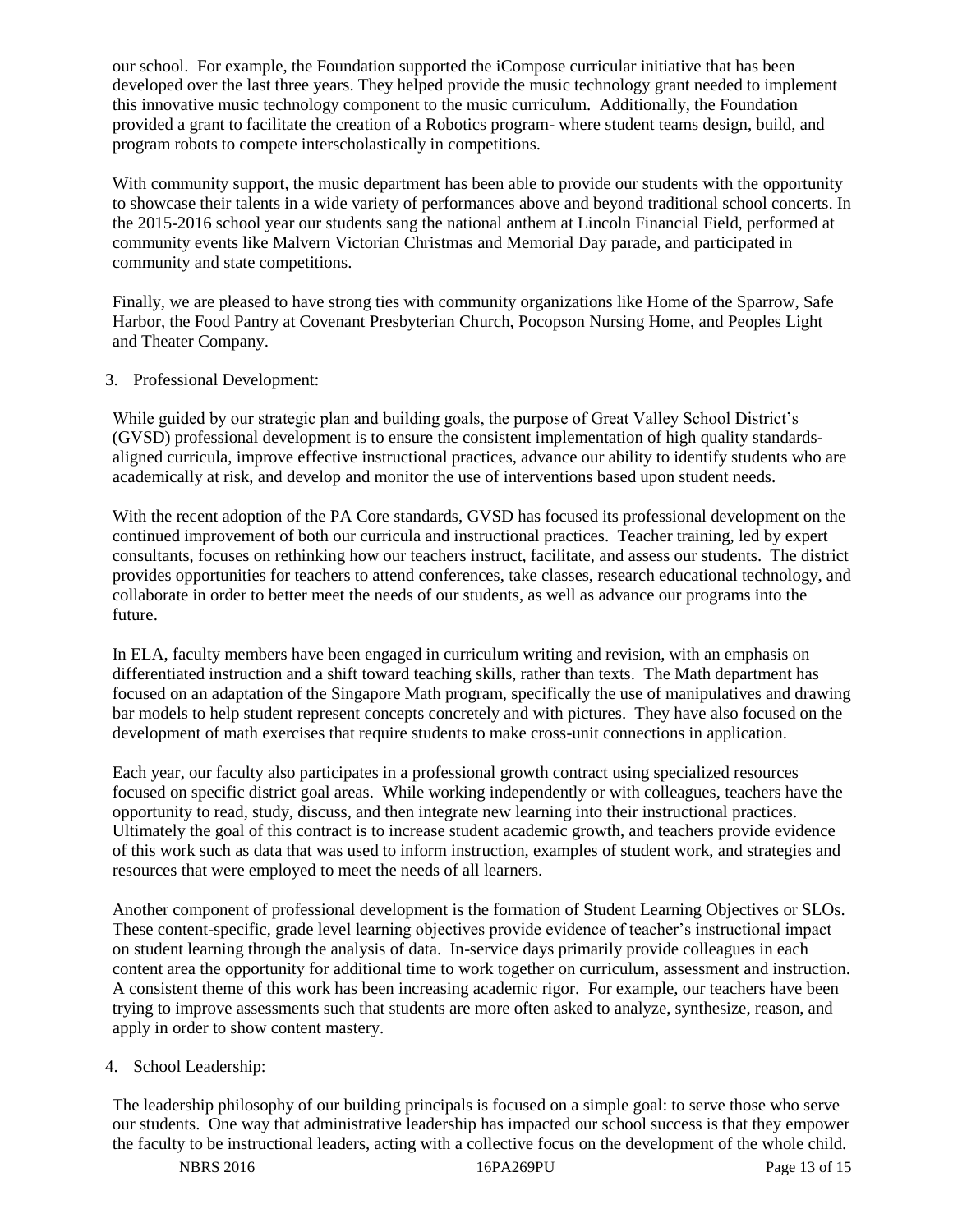our school. For example, the Foundation supported the iCompose curricular initiative that has been developed over the last three years. They helped provide the music technology grant needed to implement this innovative music technology component to the music curriculum. Additionally, the Foundation provided a grant to facilitate the creation of a Robotics program- where student teams design, build, and program robots to compete interscholastically in competitions.

With community support, the music department has been able to provide our students with the opportunity to showcase their talents in a wide variety of performances above and beyond traditional school concerts. In the 2015-2016 school year our students sang the national anthem at Lincoln Financial Field, performed at community events like Malvern Victorian Christmas and Memorial Day parade, and participated in community and state competitions.

Finally, we are pleased to have strong ties with community organizations like Home of the Sparrow, Safe Harbor, the Food Pantry at Covenant Presbyterian Church, Pocopson Nursing Home, and Peoples Light and Theater Company.

3. Professional Development:

While guided by our strategic plan and building goals, the purpose of Great Valley School District's (GVSD) professional development is to ensure the consistent implementation of high quality standards-aligned curricula, improve effective instructional practices, advance our ability to identify students who are academically at risk, and develop and monitor the use of interventions based upon student needs.

With the recent adoption of the PA Core standards, GVSD has focused its professional development on the continued improvement of both our curricula and instructional practices. Teacher training, led by expert consultants, focuses on rethinking how our teachers instruct, facilitate, and assess our students. The district provides opportunities for teachers to attend conferences, take classes, research educational technology, and collaborate in order to better meet the needs of our students, as well as advance our programs into the future.

In ELA, faculty members have been engaged in curriculum writing and revision, with an emphasis on differentiated instruction and a shift toward teaching skills, rather than texts. The Math department has focused on an adaptation of the Singapore Math program, specifically the use of manipulatives and drawing bar models to help student represent concepts concretely and with pictures. They have also focused on the development of math exercises that require students to make cross-unit connections in application.

Each year, our faculty also participates in a professional growth contract using specialized resources focused on specific district goal areas. While working independently or with colleagues, teachers have the opportunity to read, study, discuss, and then integrate new learning into their instructional practices. Ultimately the goal of this contract is to increase student academic growth, and teachers provide evidence of this work such as data that was used to inform instruction, examples of student work, and strategies and resources that were employed to meet the needs of all learners.

Another component of professional development is the formation of Student Learning Objectives or SLOs. These content-specific, grade level learning objectives provide evidence of teacher's instructional impact on student learning through the analysis of data. In-service days primarily provide colleagues in each content area the opportunity for additional time to work together on curriculum, assessment and instruction. A consistent theme of this work has been increasing academic rigor. For example, our teachers have been trying to improve assessments such that students are more often asked to analyze, synthesize, reason, and apply in order to show content mastery.

4. School Leadership:

The leadership philosophy of our building principals is focused on a simple goal: to serve those who serve our students. One way that administrative leadership has impacted our school success is that they empower the faculty to be instructional leaders, acting with a collective focus on the development of the whole child.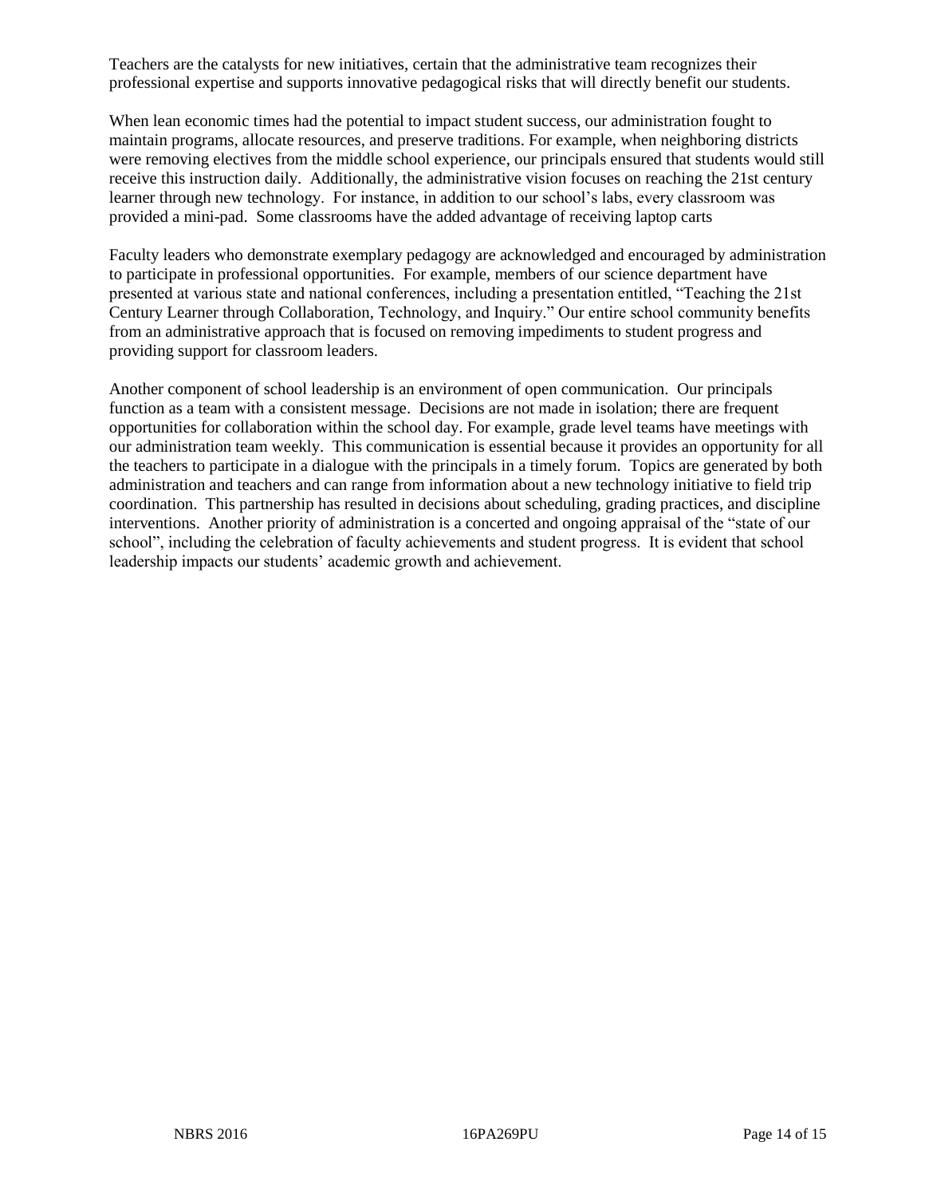Teachers are the catalysts for new initiatives, certain that the administrative team recognizes their professional expertise and supports innovative pedagogical risks that will directly benefit our students.

When lean economic times had the potential to impact student success, our administration fought to maintain programs, allocate resources, and preserve traditions. For example, when neighboring districts were removing electives from the middle school experience, our principals ensured that students would still receive this instruction daily. Additionally, the administrative vision focuses on reaching the 21st century learner through new technology. For instance, in addition to our school's labs, every classroom was provided a mini-pad. Some classrooms have the added advantage of receiving laptop carts

Faculty leaders who demonstrate exemplary pedagogy are acknowledged and encouraged by administration to participate in professional opportunities. For example, members of our science department have presented at various state and national conferences, including a presentation entitled, "Teaching the 21st Century Learner through Collaboration, Technology, and Inquiry." Our entire school community benefits from an administrative approach that is focused on removing impediments to student progress and providing support for classroom leaders.

Another component of school leadership is an environment of open communication. Our principals function as a team with a consistent message. Decisions are not made in isolation; there are frequent opportunities for collaboration within the school day. For example, grade level teams have meetings with our administration team weekly. This communication is essential because it provides an opportunity for all the teachers to participate in a dialogue with the principals in a timely forum. Topics are generated by both administration and teachers and can range from information about a new technology initiative to field trip coordination. This partnership has resulted in decisions about scheduling, grading practices, and discipline interventions. Another priority of administration is a concerted and ongoing appraisal of the "state of our school", including the celebration of faculty achievements and student progress. It is evident that school leadership impacts our students' academic growth and achievement.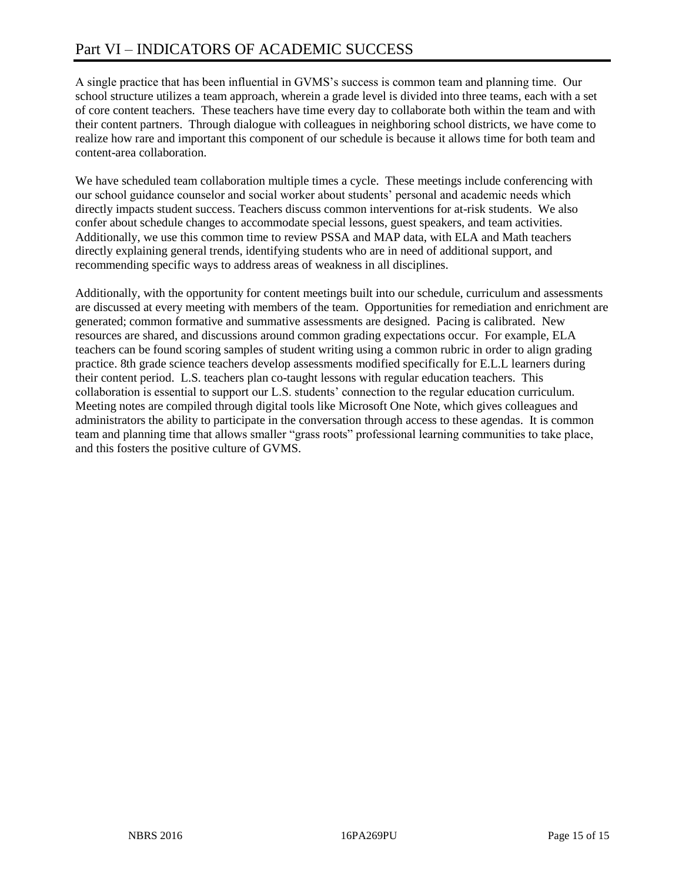# Part VI – INDICATORS OF ACADEMIC SUCCESS

A single practice that has been influential in GVMS's success is common team and planning time. Our school structure utilizes a team approach, wherein a grade level is divided into three teams, each with a set of core content teachers. These teachers have time every day to collaborate both within the team and with their content partners. Through dialogue with colleagues in neighboring school districts, we have come to realize how rare and important this component of our schedule is because it allows time for both team and content-area collaboration.

We have scheduled team collaboration multiple times a cycle. These meetings include conferencing with our school guidance counselor and social worker about students' personal and academic needs which directly impacts student success. Teachers discuss common interventions for at-risk students. We also confer about schedule changes to accommodate special lessons, guest speakers, and team activities. Additionally, we use this common time to review PSSA and MAP data, with ELA and Math teachers directly explaining general trends, identifying students who are in need of additional support, and recommending specific ways to address areas of weakness in all disciplines.

Additionally, with the opportunity for content meetings built into our schedule, curriculum and assessments are discussed at every meeting with members of the team. Opportunities for remediation and enrichment are generated; common formative and summative assessments are designed. Pacing is calibrated. New resources are shared, and discussions around common grading expectations occur. For example, ELA teachers can be found scoring samples of student writing using a common rubric in order to align grading practice. 8th grade science teachers develop assessments modified specifically for E.L.L learners during their content period. L.S. teachers plan co-taught lessons with regular education teachers. This collaboration is essential to support our L.S. students' connection to the regular education curriculum. Meeting notes are compiled through digital tools like Microsoft One Note, which gives colleagues and administrators the ability to participate in the conversation through access to these agendas. It is common team and planning time that allows smaller "grass roots" professional learning communities to take place, and this fosters the positive culture of GVMS.